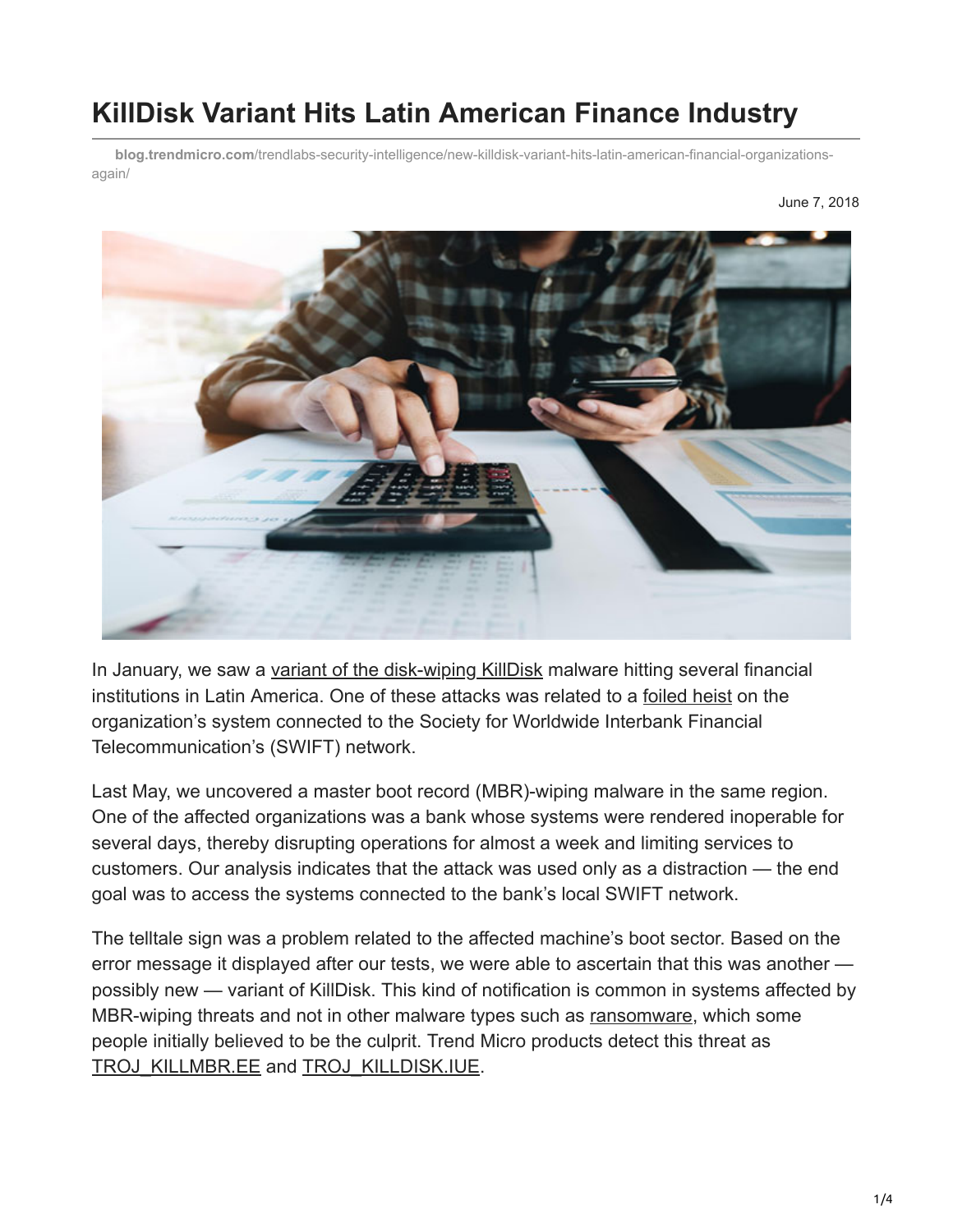# KillDisk Variant Hits Latin American Finance Industry

**blog.trendmicro.com**/trendlabs-security-intelligence/new-killdisk-variant-hits-latin-american-financial-organizations-again/

June 7, 2018

In January, we saw a variant of the disk-wiping KillDisk malware hitting several financial institutions in Latin America. One of these attacks was related to a foiled heist on the organization's system connected to the Society for Worldwide Interbank Financial Telecommunication's (SWIFT) network.

Last May, we uncovered a master boot record (MBR)-wiping malware in the same region. One of the affected organizations was a bank whose systems were rendered inoperable for several days, thereby disrupting operations for almost a week and limiting services to customers. Our analysis indicates that the attack was used only as a distraction — the end goal was to access the systems connected to the bank's local SWIFT network.

The telltale sign was a problem related to the affected machine's boot sector. Based on the error message it displayed after our tests, we were able to ascertain that this was another — possibly new — variant of KillDisk. This kind of notification is common in systems affected by MBR-wiping threats and not in other malware types such as ransomware, which some people initially believed to be the culprit. Trend Micro products detect this threat as TROJ_KILLMBR.EE and TROJ_KILLDISK.IUE.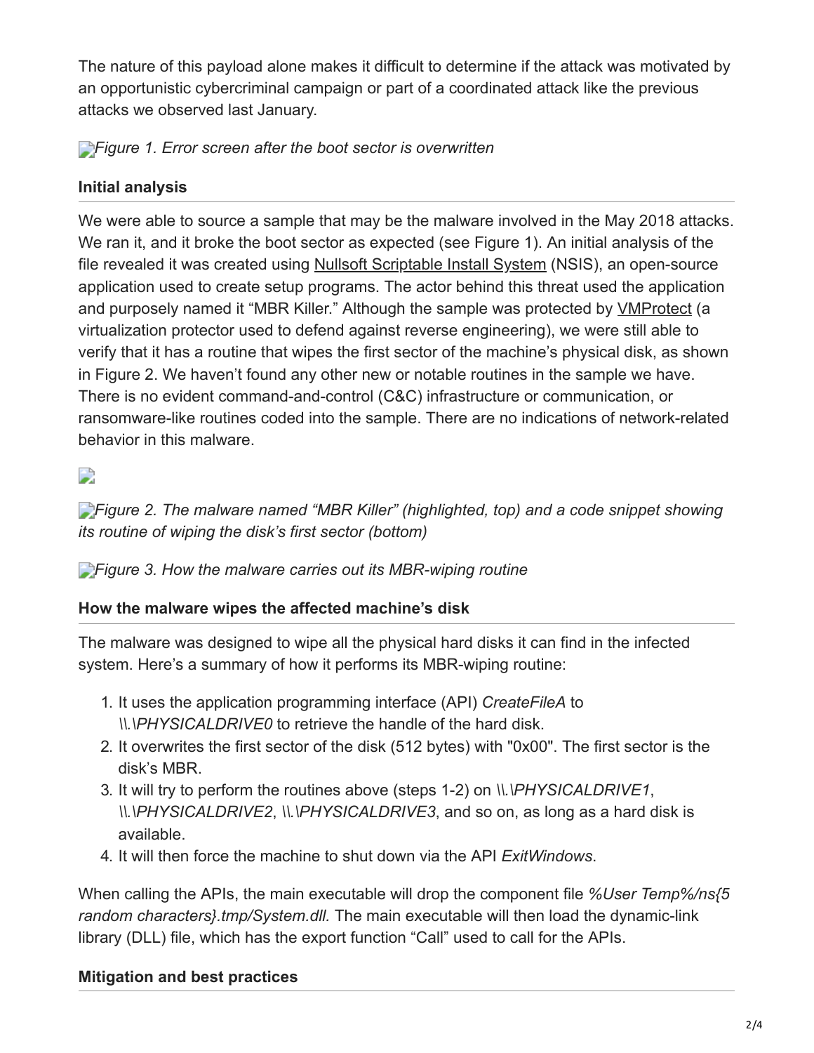The nature of this payload alone makes it difficult to determine if the attack was motivated by an opportunistic cybercriminal campaign or part of a coordinated attack like the previous attacks we observed last January.

*Figure 1. Error screen after the boot sector is overwritten*

**Initial analysis**

We were able to source a sample that may be the malware involved in the May 2018 attacks. We ran it, and it broke the boot sector as expected (see Figure 1). An initial analysis of the file revealed it was created using Nullsoft Scriptable Install System (NSIS), an open-source application used to create setup programs. The actor behind this threat used the application and purposely named it "MBR Killer." Although the sample was protected by VMProtect (a virtualization protector used to defend against reverse engineering), we were still able to verify that it has a routine that wipes the first sector of the machine's physical disk, as shown in Figure 2. We haven't found any other new or notable routines in the sample we have. There is no evident command-and-control (C&C) infrastructure or communication, or ransomware-like routines coded into the sample. There are no indications of network-related behavior in this malware.

*Figure 2. The malware named "MBR Killer" (highlighted, top) and a code snippet showing its routine of wiping the disk's first sector (bottom)*

*Figure 3. How the malware carries out its MBR-wiping routine*

**How the malware wipes the affected machine's disk**

The malware was designed to wipe all the physical hard disks it can find in the infected system. Here's a summary of how it performs its MBR-wiping routine:

1. It uses the application programming interface (API) *CreateFileA* to *\\.\PHYSICALDRIVE0* to retrieve the handle of the hard disk.
2. It overwrites the first sector of the disk (512 bytes) with "0x00". The first sector is the disk's MBR.
3. It will try to perform the routines above (steps 1-2) on *\\.\PHYSICALDRIVE1*, *\\.\PHYSICALDRIVE2*, *\\.\PHYSICALDRIVE3*, and so on, as long as a hard disk is available.
4. It will then force the machine to shut down via the API *ExitWindows*.

When calling the APIs, the main executable will drop the component file *%User Temp%/ns{5 random characters}.tmp/System.dll*. The main executable will then load the dynamic-link library (DLL) file, which has the export function "Call" used to call for the APIs.

**Mitigation and best practices**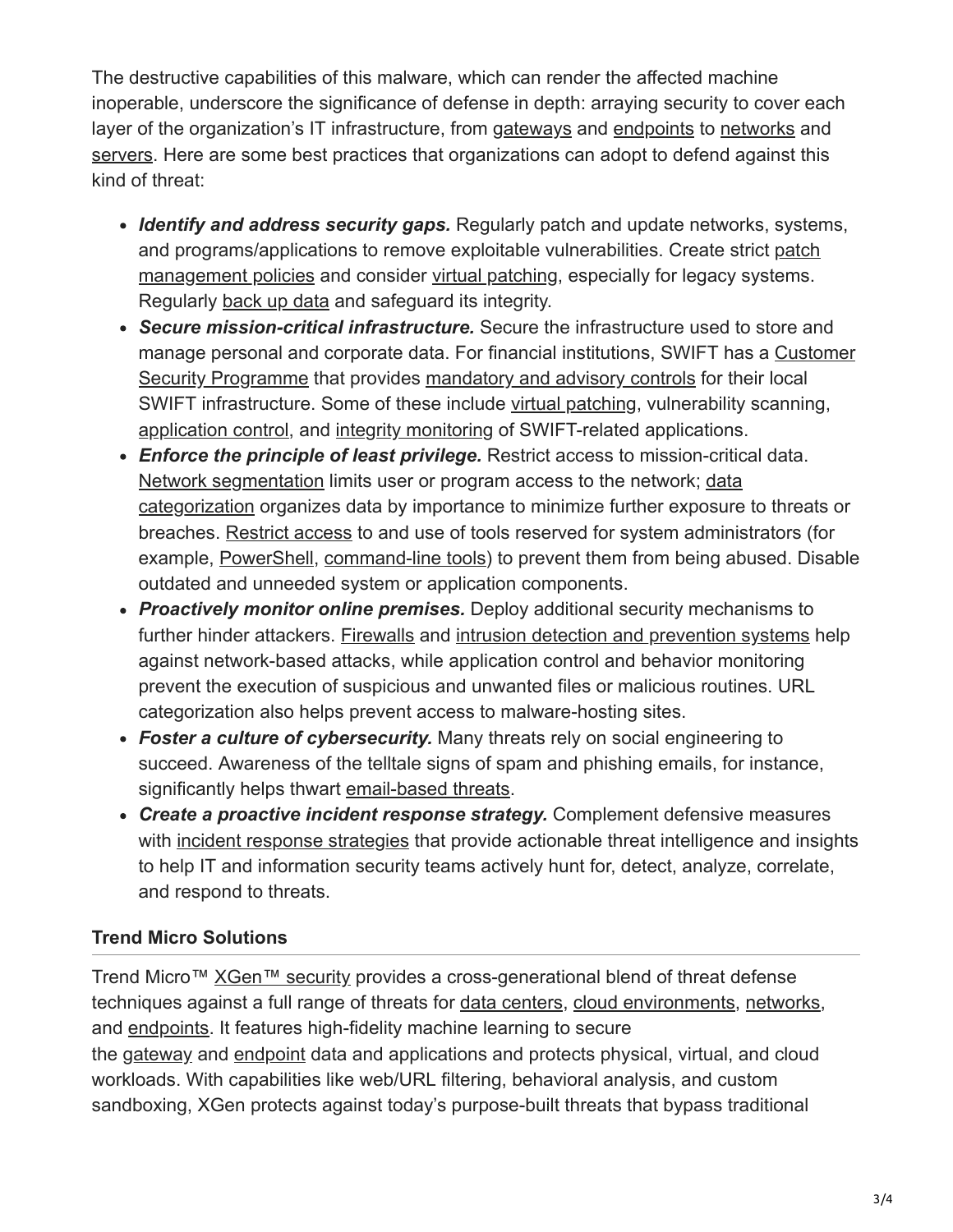The destructive capabilities of this malware, which can render the affected machine inoperable, underscore the significance of defense in depth: arraying security to cover each layer of the organization's IT infrastructure, from gateways and endpoints to networks and servers. Here are some best practices that organizations can adopt to defend against this kind of threat:

- ***Identify and address security gaps.*** Regularly patch and update networks, systems, and programs/applications to remove exploitable vulnerabilities. Create strict patch management policies and consider virtual patching, especially for legacy systems. Regularly back up data and safeguard its integrity.
- ***Secure mission-critical infrastructure.*** Secure the infrastructure used to store and manage personal and corporate data. For financial institutions, SWIFT has a Customer Security Programme that provides mandatory and advisory controls for their local SWIFT infrastructure. Some of these include virtual patching, vulnerability scanning, application control, and integrity monitoring of SWIFT-related applications.
- ***Enforce the principle of least privilege.*** Restrict access to mission-critical data. Network segmentation limits user or program access to the network; data categorization organizes data by importance to minimize further exposure to threats or breaches. Restrict access to and use of tools reserved for system administrators (for example, PowerShell, command-line tools) to prevent them from being abused. Disable outdated and unneeded system or application components.
- ***Proactively monitor online premises.*** Deploy additional security mechanisms to further hinder attackers. Firewalls and intrusion detection and prevention systems help against network-based attacks, while application control and behavior monitoring prevent the execution of suspicious and unwanted files or malicious routines. URL categorization also helps prevent access to malware-hosting sites.
- ***Foster a culture of cybersecurity.*** Many threats rely on social engineering to succeed. Awareness of the telltale signs of spam and phishing emails, for instance, significantly helps thwart email-based threats.
- ***Create a proactive incident response strategy.*** Complement defensive measures with incident response strategies that provide actionable threat intelligence and insights to help IT and information security teams actively hunt for, detect, analyze, correlate, and respond to threats.

### Trend Micro Solutions

Trend Micro™ XGen™ security provides a cross-generational blend of threat defense techniques against a full range of threats for data centers, cloud environments, networks, and endpoints. It features high-fidelity machine learning to secure the gateway and endpoint data and applications and protects physical, virtual, and cloud workloads. With capabilities like web/URL filtering, behavioral analysis, and custom sandboxing, XGen protects against today's purpose-built threats that bypass traditional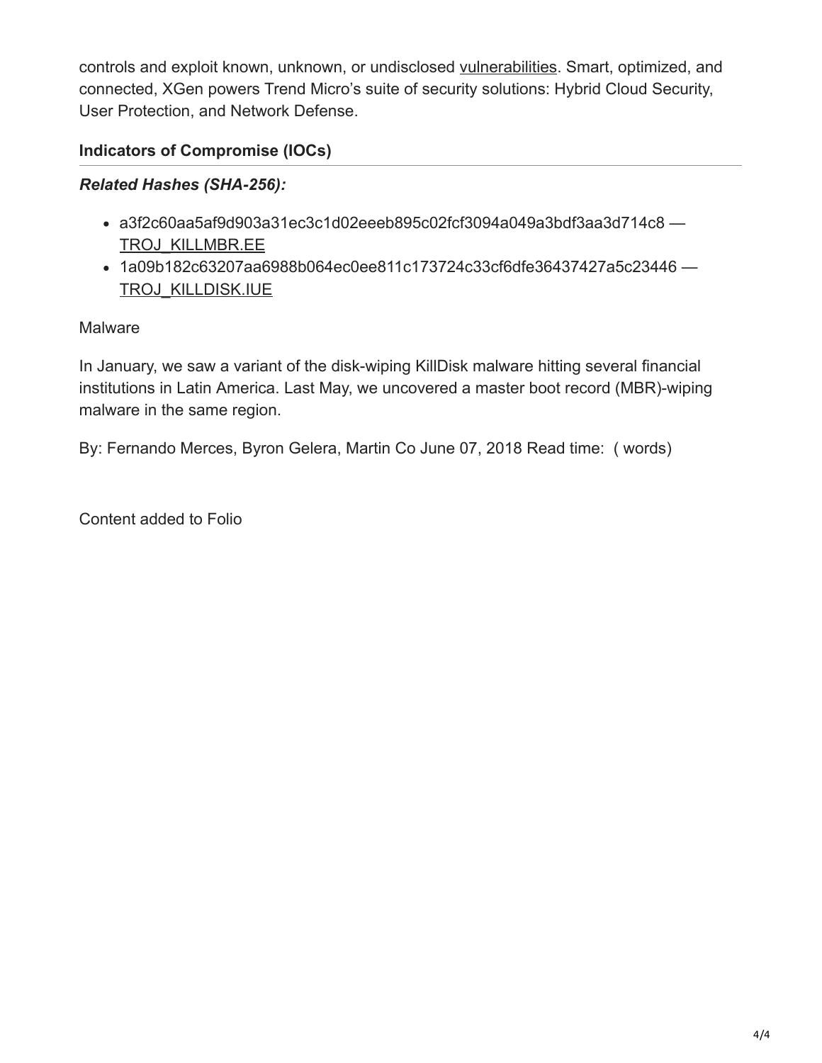controls and exploit known, unknown, or undisclosed vulnerabilities. Smart, optimized, and connected, XGen powers Trend Micro's suite of security solutions: Hybrid Cloud Security, User Protection, and Network Defense.

### Indicators of Compromise (IOCs)

***Related Hashes (SHA-256):***

- a3f2c60aa5af9d903a31ec3c1d02eeeb895c02fcf3094a049a3bdf3aa3d714c8 — TROJ_KILLMBR.EE
- 1a09b182c63207aa6988b064ec0ee811c173724c33cf6dfe36437427a5c23446 — TROJ_KILLDISK.IUE

Malware

In January, we saw a variant of the disk-wiping KillDisk malware hitting several financial institutions in Latin America. Last May, we uncovered a master boot record (MBR)-wiping malware in the same region.

By: Fernando Merces, Byron Gelera, Martin Co June 07, 2018 Read time: ( words)

Content added to Folio